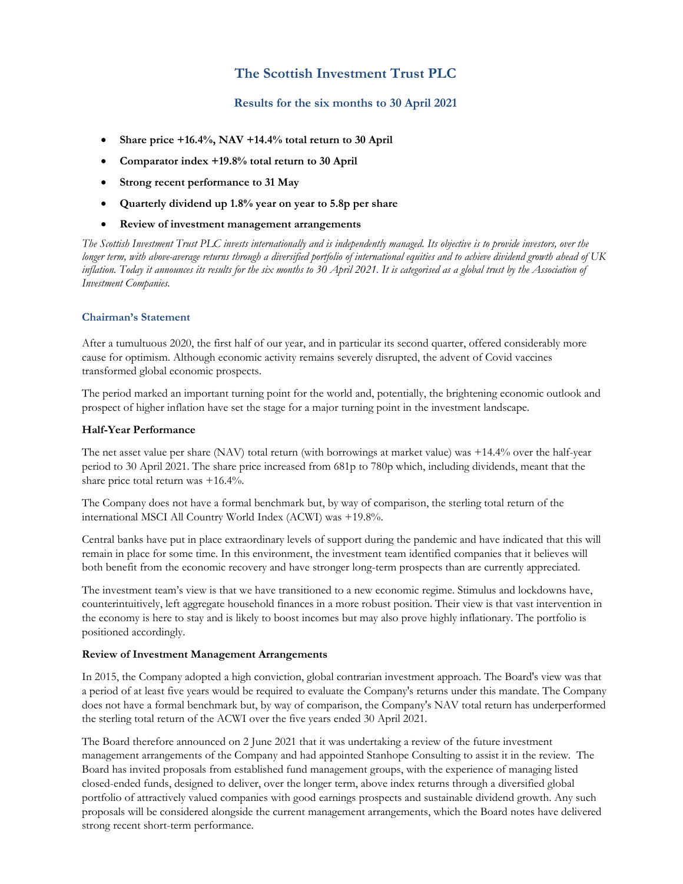# The Scottish Investment Trust PLC

## Results for the six months to 30 April 2021

- **Share price +16.4%, NAV +14.4% total return to 30 April**
- **Comparator index +19.8% total return to 30 April**
- **Strong recent performance to 31 May**
- **Quarterly dividend up 1.8% year on year to 5.8p per share**
- **Review of investment management arrangements**

*The Scottish Investment Trust PLC invests internationally and is independently managed. Its objective is to provide investors, over the longer term, with above-average returns through a diversified portfolio of international equities and to achieve dividend growth ahead of UK inflation. Today it announces its results for the six months to 30 April 2021. It is categorised as a global trust by the Association of Investment Companies.*

### Chairman's Statement

After a tumultuous 2020, the first half of our year, and in particular its second quarter, offered considerably more cause for optimism. Although economic activity remains severely disrupted, the advent of Covid vaccines transformed global economic prospects.

The period marked an important turning point for the world and, potentially, the brightening economic outlook and prospect of higher inflation have set the stage for a major turning point in the investment landscape.

**Half-Year Performance**

The net asset value per share (NAV) total return (with borrowings at market value) was +14.4% over the half-year period to 30 April 2021. The share price increased from 681p to 780p which, including dividends, meant that the share price total return was +16.4%.

The Company does not have a formal benchmark but, by way of comparison, the sterling total return of the international MSCI All Country World Index (ACWI) was +19.8%.

Central banks have put in place extraordinary levels of support during the pandemic and have indicated that this will remain in place for some time. In this environment, the investment team identified companies that it believes will both benefit from the economic recovery and have stronger long-term prospects than are currently appreciated.

The investment team's view is that we have transitioned to a new economic regime. Stimulus and lockdowns have, counterintuitively, left aggregate household finances in a more robust position. Their view is that vast intervention in the economy is here to stay and is likely to boost incomes but may also prove highly inflationary. The portfolio is positioned accordingly.

**Review of Investment Management Arrangements**

In 2015, the Company adopted a high conviction, global contrarian investment approach. The Board's view was that a period of at least five years would be required to evaluate the Company's returns under this mandate. The Company does not have a formal benchmark but, by way of comparison, the Company's NAV total return has underperformed the sterling total return of the ACWI over the five years ended 30 April 2021.

The Board therefore announced on 2 June 2021 that it was undertaking a review of the future investment management arrangements of the Company and had appointed Stanhope Consulting to assist it in the review. The Board has invited proposals from established fund management groups, with the experience of managing listed closed-ended funds, designed to deliver, over the longer term, above index returns through a diversified global portfolio of attractively valued companies with good earnings prospects and sustainable dividend growth. Any such proposals will be considered alongside the current management arrangements, which the Board notes have delivered strong recent short-term performance.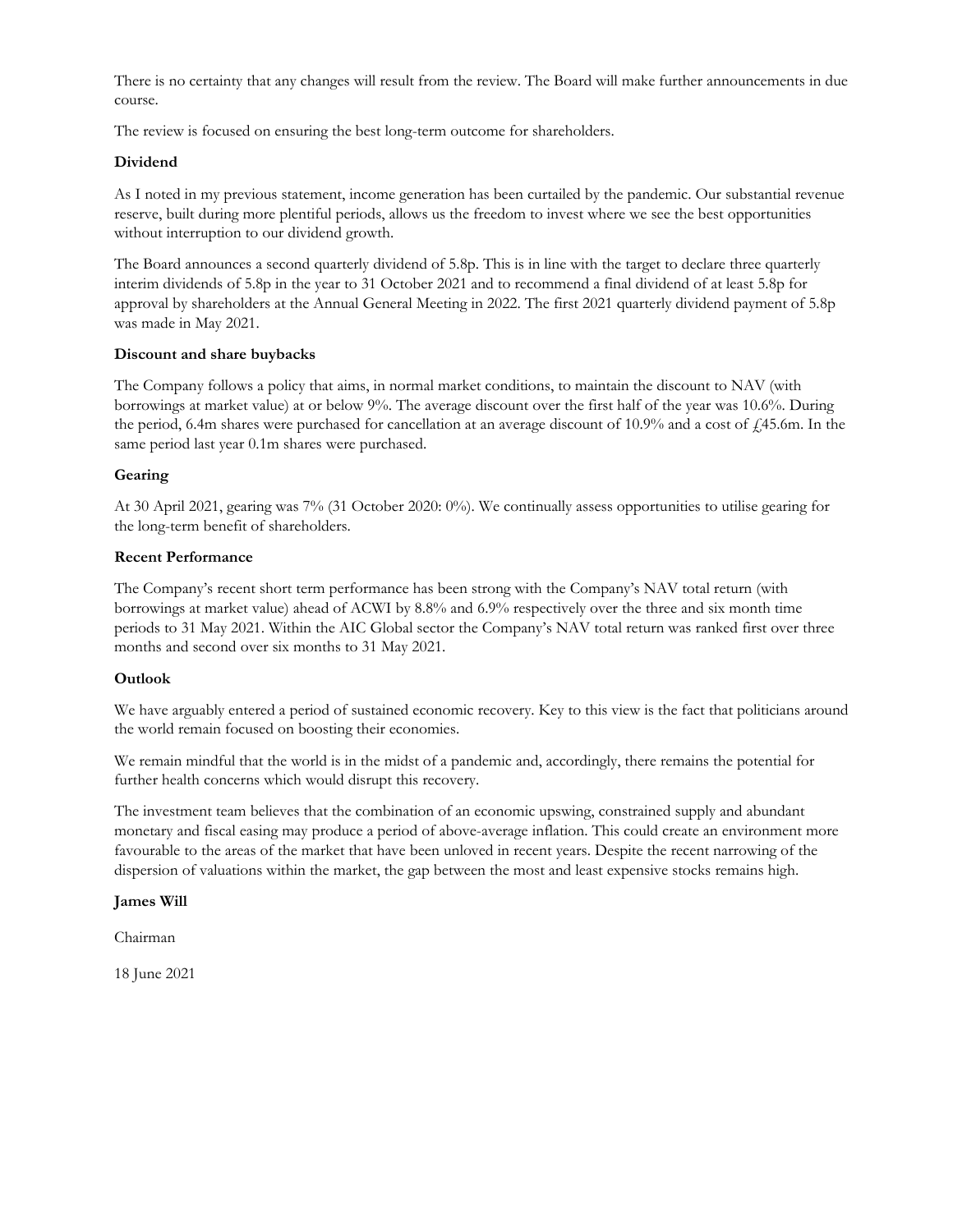There is no certainty that any changes will result from the review. The Board will make further announcements in due course.

The review is focused on ensuring the best long-term outcome for shareholders.

**Dividend**

As I noted in my previous statement, income generation has been curtailed by the pandemic. Our substantial revenue reserve, built during more plentiful periods, allows us the freedom to invest where we see the best opportunities without interruption to our dividend growth.

The Board announces a second quarterly dividend of 5.8p. This is in line with the target to declare three quarterly interim dividends of 5.8p in the year to 31 October 2021 and to recommend a final dividend of at least 5.8p for approval by shareholders at the Annual General Meeting in 2022. The first 2021 quarterly dividend payment of 5.8p was made in May 2021.

**Discount and share buybacks**

The Company follows a policy that aims, in normal market conditions, to maintain the discount to NAV (with borrowings at market value) at or below 9%. The average discount over the first half of the year was 10.6%. During the period, 6.4m shares were purchased for cancellation at an average discount of 10.9% and a cost of £45.6m. In the same period last year 0.1m shares were purchased.

**Gearing**

At 30 April 2021, gearing was 7% (31 October 2020: 0%). We continually assess opportunities to utilise gearing for the long-term benefit of shareholders.

**Recent Performance**

The Company's recent short term performance has been strong with the Company's NAV total return (with borrowings at market value) ahead of ACWI by 8.8% and 6.9% respectively over the three and six month time periods to 31 May 2021. Within the AIC Global sector the Company's NAV total return was ranked first over three months and second over six months to 31 May 2021.

**Outlook**

We have arguably entered a period of sustained economic recovery. Key to this view is the fact that politicians around the world remain focused on boosting their economies.

We remain mindful that the world is in the midst of a pandemic and, accordingly, there remains the potential for further health concerns which would disrupt this recovery.

The investment team believes that the combination of an economic upswing, constrained supply and abundant monetary and fiscal easing may produce a period of above-average inflation. This could create an environment more favourable to the areas of the market that have been unloved in recent years. Despite the recent narrowing of the dispersion of valuations within the market, the gap between the most and least expensive stocks remains high.

**James Will**

Chairman

18 June 2021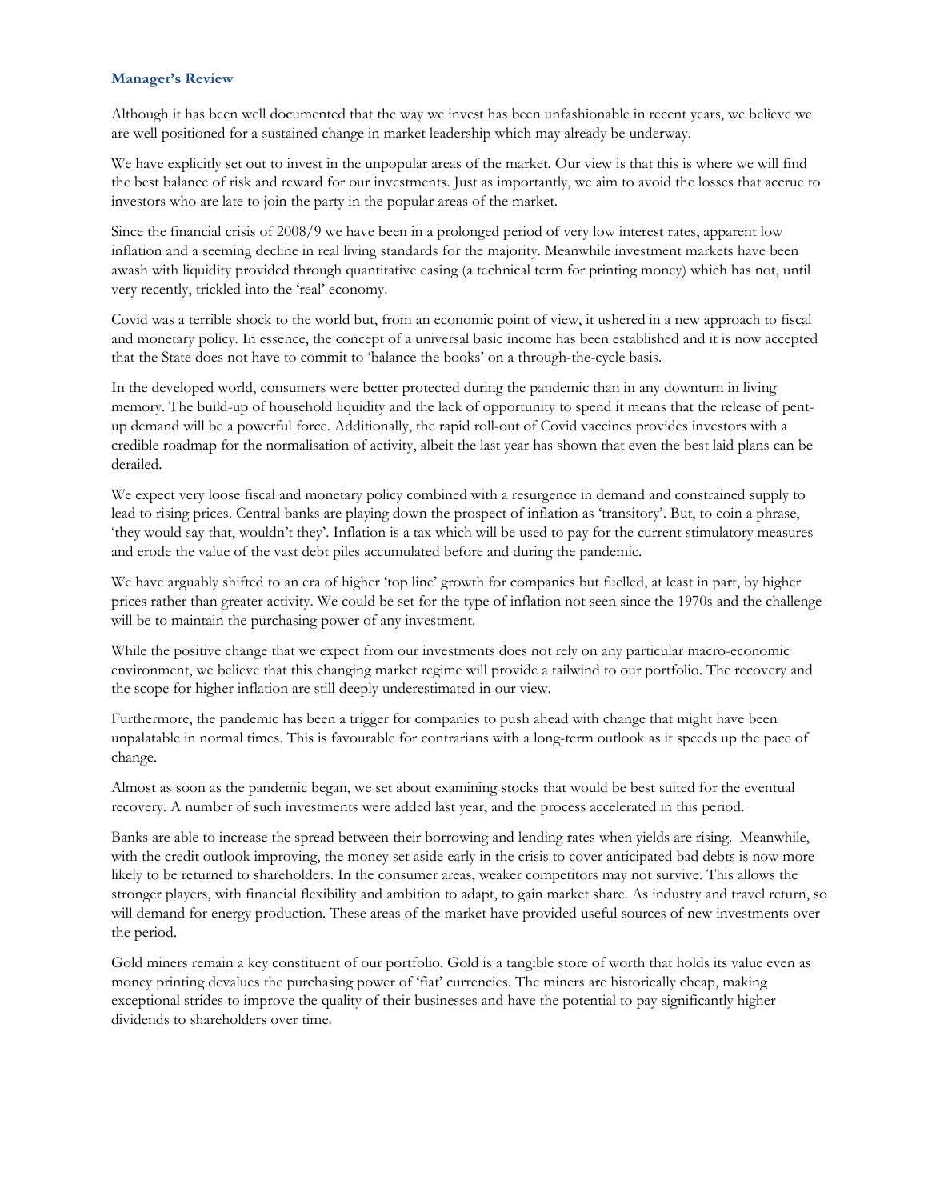## Manager's Review

Although it has been well documented that the way we invest has been unfashionable in recent years, we believe we are well positioned for a sustained change in market leadership which may already be underway.

We have explicitly set out to invest in the unpopular areas of the market. Our view is that this is where we will find the best balance of risk and reward for our investments. Just as importantly, we aim to avoid the losses that accrue to investors who are late to join the party in the popular areas of the market.

Since the financial crisis of 2008/9 we have been in a prolonged period of very low interest rates, apparent low inflation and a seeming decline in real living standards for the majority. Meanwhile investment markets have been awash with liquidity provided through quantitative easing (a technical term for printing money) which has not, until very recently, trickled into the 'real' economy.

Covid was a terrible shock to the world but, from an economic point of view, it ushered in a new approach to fiscal and monetary policy. In essence, the concept of a universal basic income has been established and it is now accepted that the State does not have to commit to 'balance the books' on a through-the-cycle basis.

In the developed world, consumers were better protected during the pandemic than in any downturn in living memory. The build-up of household liquidity and the lack of opportunity to spend it means that the release of pent-up demand will be a powerful force. Additionally, the rapid roll-out of Covid vaccines provides investors with a credible roadmap for the normalisation of activity, albeit the last year has shown that even the best laid plans can be derailed.

We expect very loose fiscal and monetary policy combined with a resurgence in demand and constrained supply to lead to rising prices. Central banks are playing down the prospect of inflation as 'transitory'. But, to coin a phrase, 'they would say that, wouldn't they'. Inflation is a tax which will be used to pay for the current stimulatory measures and erode the value of the vast debt piles accumulated before and during the pandemic.

We have arguably shifted to an era of higher 'top line' growth for companies but fuelled, at least in part, by higher prices rather than greater activity. We could be set for the type of inflation not seen since the 1970s and the challenge will be to maintain the purchasing power of any investment.

While the positive change that we expect from our investments does not rely on any particular macro-economic environment, we believe that this changing market regime will provide a tailwind to our portfolio. The recovery and the scope for higher inflation are still deeply underestimated in our view.

Furthermore, the pandemic has been a trigger for companies to push ahead with change that might have been unpalatable in normal times. This is favourable for contrarians with a long-term outlook as it speeds up the pace of change.

Almost as soon as the pandemic began, we set about examining stocks that would be best suited for the eventual recovery. A number of such investments were added last year, and the process accelerated in this period.

Banks are able to increase the spread between their borrowing and lending rates when yields are rising. Meanwhile, with the credit outlook improving, the money set aside early in the crisis to cover anticipated bad debts is now more likely to be returned to shareholders. In the consumer areas, weaker competitors may not survive. This allows the stronger players, with financial flexibility and ambition to adapt, to gain market share. As industry and travel return, so will demand for energy production. These areas of the market have provided useful sources of new investments over the period.

Gold miners remain a key constituent of our portfolio. Gold is a tangible store of worth that holds its value even as money printing devalues the purchasing power of 'fiat' currencies. The miners are historically cheap, making exceptional strides to improve the quality of their businesses and have the potential to pay significantly higher dividends to shareholders over time.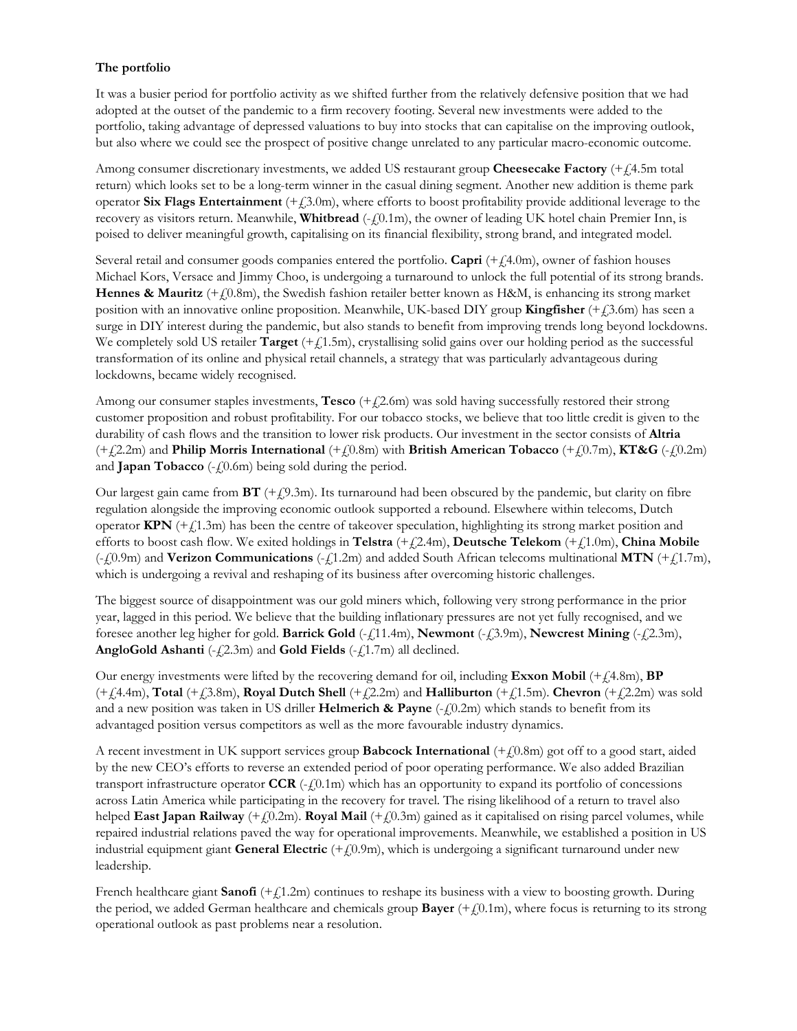**The portfolio**

It was a busier period for portfolio activity as we shifted further from the relatively defensive position that we had adopted at the outset of the pandemic to a firm recovery footing. Several new investments were added to the portfolio, taking advantage of depressed valuations to buy into stocks that can capitalise on the improving outlook, but also where we could see the prospect of positive change unrelated to any particular macro-economic outcome.

Among consumer discretionary investments, we added US restaurant group **Cheesecake Factory** (+£4.5m total return) which looks set to be a long-term winner in the casual dining segment. Another new addition is theme park operator **Six Flags Entertainment** (+£3.0m), where efforts to boost profitability provide additional leverage to the recovery as visitors return. Meanwhile, **Whitbread** (-£0.1m), the owner of leading UK hotel chain Premier Inn, is poised to deliver meaningful growth, capitalising on its financial flexibility, strong brand, and integrated model.

Several retail and consumer goods companies entered the portfolio. **Capri** (+£4.0m), owner of fashion houses Michael Kors, Versace and Jimmy Choo, is undergoing a turnaround to unlock the full potential of its strong brands. **Hennes & Mauritz** (+£0.8m), the Swedish fashion retailer better known as H&M, is enhancing its strong market position with an innovative online proposition. Meanwhile, UK-based DIY group **Kingfisher** (+£3.6m) has seen a surge in DIY interest during the pandemic, but also stands to benefit from improving trends long beyond lockdowns. We completely sold US retailer **Target** (+£1.5m), crystallising solid gains over our holding period as the successful transformation of its online and physical retail channels, a strategy that was particularly advantageous during lockdowns, became widely recognised.

Among our consumer staples investments, **Tesco** (+£2.6m) was sold having successfully restored their strong customer proposition and robust profitability. For our tobacco stocks, we believe that too little credit is given to the durability of cash flows and the transition to lower risk products. Our investment in the sector consists of **Altria** (+£2.2m) and **Philip Morris International** (+£0.8m) with **British American Tobacco** (+£0.7m), **KT&G** (-£0.2m) and **Japan Tobacco** (-£0.6m) being sold during the period.

Our largest gain came from **BT** (+£9.3m). Its turnaround had been obscured by the pandemic, but clarity on fibre regulation alongside the improving economic outlook supported a rebound. Elsewhere within telecoms, Dutch operator **KPN** (+£1.3m) has been the centre of takeover speculation, highlighting its strong market position and efforts to boost cash flow. We exited holdings in **Telstra** (+£2.4m), **Deutsche Telekom** (+£1.0m), **China Mobile** (-£0.9m) and **Verizon Communications** (-£1.2m) and added South African telecoms multinational **MTN** (+£1.7m), which is undergoing a revival and reshaping of its business after overcoming historic challenges.

The biggest source of disappointment was our gold miners which, following very strong performance in the prior year, lagged in this period. We believe that the building inflationary pressures are not yet fully recognised, and we foresee another leg higher for gold. **Barrick Gold** (-£11.4m), **Newmont** (-£3.9m), **Newcrest Mining** (-£2.3m), **AngloGold Ashanti** (-£2.3m) and **Gold Fields** (-£1.7m) all declined.

Our energy investments were lifted by the recovering demand for oil, including **Exxon Mobil** (+£4.8m), **BP** (+£4.4m), **Total** (+£3.8m), **Royal Dutch Shell** (+£2.2m) and **Halliburton** (+£1.5m). **Chevron** (+£2.2m) was sold and a new position was taken in US driller **Helmerich & Payne** (-£0.2m) which stands to benefit from its advantaged position versus competitors as well as the more favourable industry dynamics.

A recent investment in UK support services group **Babcock International** (+£0.8m) got off to a good start, aided by the new CEO's efforts to reverse an extended period of poor operating performance. We also added Brazilian transport infrastructure operator **CCR** (-£0.1m) which has an opportunity to expand its portfolio of concessions across Latin America while participating in the recovery for travel. The rising likelihood of a return to travel also helped **East Japan Railway** (+£0.2m). **Royal Mail** (+£0.3m) gained as it capitalised on rising parcel volumes, while repaired industrial relations paved the way for operational improvements. Meanwhile, we established a position in US industrial equipment giant **General Electric** (+£0.9m), which is undergoing a significant turnaround under new leadership.

French healthcare giant **Sanofi** (+£1.2m) continues to reshape its business with a view to boosting growth. During the period, we added German healthcare and chemicals group **Bayer** (+£0.1m), where focus is returning to its strong operational outlook as past problems near a resolution.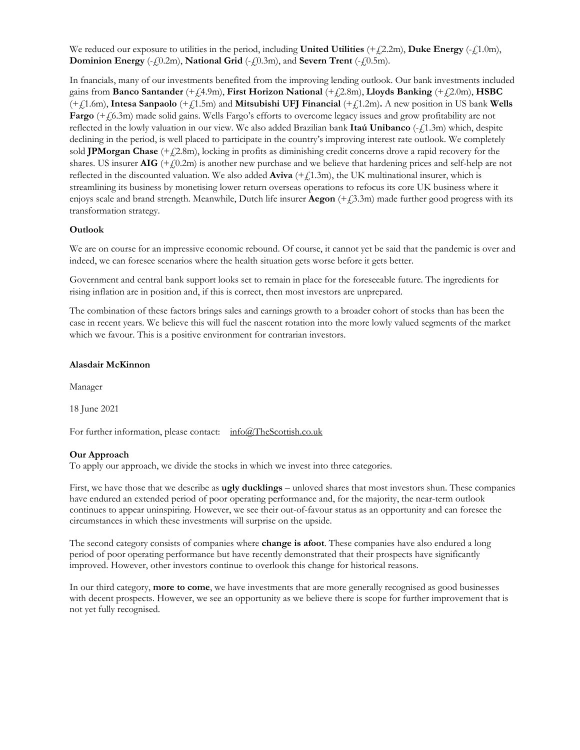We reduced our exposure to utilities in the period, including **United Utilities** (+£2.2m), **Duke Energy** (-£1.0m), **Dominion Energy** (-£0.2m), **National Grid** (-£0.3m), and **Severn Trent** (-£0.5m).

In fnancials, many of our investments benefited from the improving lending outlook. Our bank investments included gains from **Banco Santander** (+£4.9m), **First Horizon National** (+£2.8m), **Lloyds Banking** (+£2.0m), **HSBC** (+£1.6m), **Intesa Sanpaolo** (+£1.5m) and **Mitsubishi UFJ Financial** (+£1.2m)**.** A new position in US bank **Wells Fargo** (+£6.3m) made solid gains. Wells Fargo's efforts to overcome legacy issues and grow profitability are not reflected in the lowly valuation in our view. We also added Brazilian bank **Itaú Unibanco** (-£1.3m) which, despite declining in the period, is well placed to participate in the country's improving interest rate outlook. We completely sold **JPMorgan Chase** (+£2.8m), locking in profits as diminishing credit concerns drove a rapid recovery for the shares. US insurer **AIG** (+£0.2m) is another new purchase and we believe that hardening prices and self-help are not reflected in the discounted valuation. We also added **Aviva** (+£1.3m), the UK multinational insurer, which is streamlining its business by monetising lower return overseas operations to refocus its core UK business where it enjoys scale and brand strength. Meanwhile, Dutch life insurer **Aegon** (+£3.3m) made further good progress with its transformation strategy.

**Outlook**

We are on course for an impressive economic rebound. Of course, it cannot yet be said that the pandemic is over and indeed, we can foresee scenarios where the health situation gets worse before it gets better.

Government and central bank support looks set to remain in place for the foreseeable future. The ingredients for rising inflation are in position and, if this is correct, then most investors are unprepared.

The combination of these factors brings sales and earnings growth to a broader cohort of stocks than has been the case in recent years. We believe this will fuel the nascent rotation into the more lowly valued segments of the market which we favour. This is a positive environment for contrarian investors.

**Alasdair McKinnon**

Manager

18 June 2021

For further information, please contact: info@TheScottish.co.uk

**Our Approach**

To apply our approach, we divide the stocks in which we invest into three categories.

First, we have those that we describe as **ugly ducklings** – unloved shares that most investors shun. These companies have endured an extended period of poor operating performance and, for the majority, the near-term outlook continues to appear uninspiring. However, we see their out-of-favour status as an opportunity and can foresee the circumstances in which these investments will surprise on the upside.

The second category consists of companies where **change is afoot**. These companies have also endured a long period of poor operating performance but have recently demonstrated that their prospects have significantly improved. However, other investors continue to overlook this change for historical reasons.

In our third category, **more to come**, we have investments that are more generally recognised as good businesses with decent prospects. However, we see an opportunity as we believe there is scope for further improvement that is not yet fully recognised.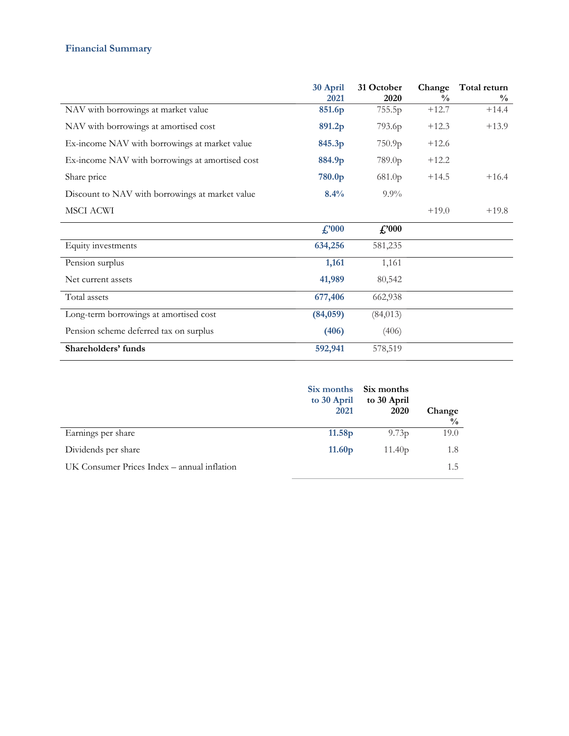## Financial Summary

| | 30 April 2021 | 31 October 2020 | Change % | Total return % |
|---|---|---|---|---|
| NAV with borrowings at market value | **851.6p** | 755.5p | +12.7 | +14.4 |
| NAV with borrowings at amortised cost | **891.2p** | 793.6p | +12.3 | +13.9 |
| Ex-income NAV with borrowings at market value | **845.3p** | 750.9p | +12.6 | |
| Ex-income NAV with borrowings at amortised cost | **884.9p** | 789.0p | +12.2 | |
| Share price | **780.0p** | 681.0p | +14.5 | +16.4 |
| Discount to NAV with borrowings at market value | **8.4%** | 9.9% | | |
| MSCI ACWI | | | +19.0 | +19.8 |
| | **£'000** | **£'000** | | |
| Equity investments | **634,256** | 581,235 | | |
| Pension surplus | **1,161** | 1,161 | | |
| Net current assets | **41,989** | 80,542 | | |
| Total assets | **677,406** | 662,938 | | |
| Long-term borrowings at amortised cost | **(84,059)** | (84,013) | | |
| Pension scheme deferred tax on surplus | **(406)** | (406) | | |
| **Shareholders' funds** | **592,941** | 578,519 | | |

| | Six months to 30 April 2021 | Six months to 30 April 2020 | Change % |
|---|---|---|---|
| Earnings per share | **11.58p** | 9.73p | 19.0 |
| Dividends per share | **11.60p** | 11.40p | 1.8 |
| UK Consumer Prices Index – annual inflation | | | 1.5 |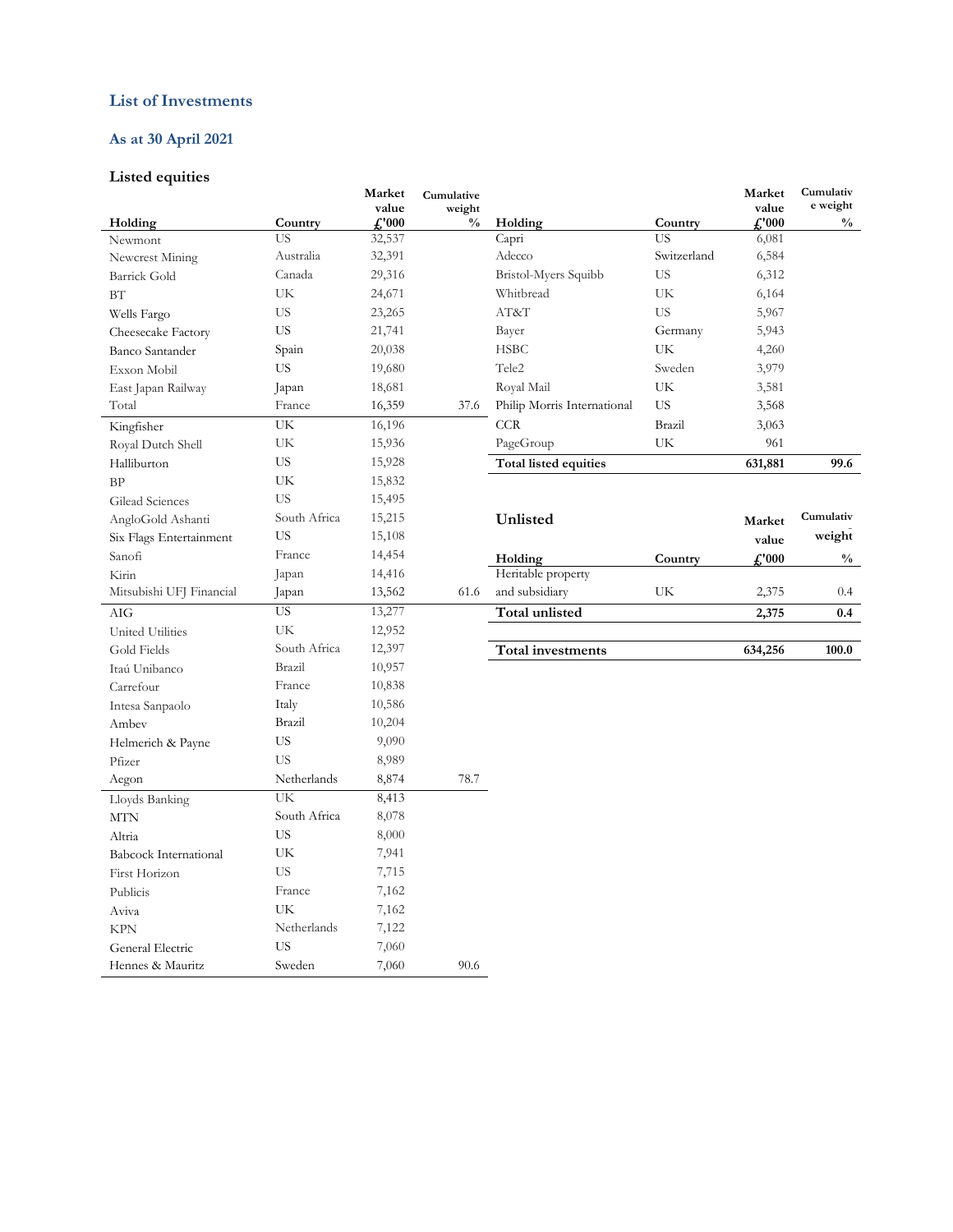## List of Investments

### As at 30 April 2021

### Listed equities

| Holding | Country | Market value £'000 | Cumulative weight % |
|---|---|---|---|
| Newmont | US | 32,537 | |
| Newcrest Mining | Australia | 32,391 | |
| Barrick Gold | Canada | 29,316 | |
| BT | UK | 24,671 | |
| Wells Fargo | US | 23,265 | |
| Cheesecake Factory | US | 21,741 | |
| Banco Santander | Spain | 20,038 | |
| Exxon Mobil | US | 19,680 | |
| East Japan Railway | Japan | 18,681 | |
| Total | France | 16,359 | 37.6 |
| Kingfisher | UK | 16,196 | |
| Royal Dutch Shell | UK | 15,936 | |
| Halliburton | US | 15,928 | |
| BP | UK | 15,832 | |
| Gilead Sciences | US | 15,495 | |
| AngloGold Ashanti | South Africa | 15,215 | |
| Six Flags Entertainment | US | 15,108 | |
| Sanofi | France | 14,454 | |
| Kirin | Japan | 14,416 | |
| Mitsubishi UFJ Financial | Japan | 13,562 | 61.6 |
| AIG | US | 13,277 | |
| United Utilities | UK | 12,952 | |
| Gold Fields | South Africa | 12,397 | |
| Itaú Unibanco | Brazil | 10,957 | |
| Carrefour | France | 10,838 | |
| Intesa Sanpaolo | Italy | 10,586 | |
| Ambev | Brazil | 10,204 | |
| Helmerich & Payne | US | 9,090 | |
| Pfizer | US | 8,989 | |
| Aegon | Netherlands | 8,874 | 78.7 |
| Lloyds Banking | UK | 8,413 | |
| MTN | South Africa | 8,078 | |
| Altria | US | 8,000 | |
| Babcock International | UK | 7,941 | |
| First Horizon | US | 7,715 | |
| Publicis | France | 7,162 | |
| Aviva | UK | 7,162 | |
| KPN | Netherlands | 7,122 | |
| General Electric | US | 7,060 | |
| Hennes & Mauritz | Sweden | 7,060 | 90.6 |
| Capri | US | 6,081 | |
| Adecco | Switzerland | 6,584 | |
| Bristol-Myers Squibb | US | 6,312 | |
| Whitbread | UK | 6,164 | |
| AT&T | US | 5,967 | |
| Bayer | Germany | 5,943 | |
| HSBC | UK | 4,260 | |
| Tele2 | Sweden | 3,979 | |
| Royal Mail | UK | 3,581 | |
| Philip Morris International | US | 3,568 | |
| CCR | Brazil | 3,063 | |
| PageGroup | UK | 961 | |
| **Total listed equities** | | **631,881** | **99.6** |

### Unlisted

| Holding | Country | Market value £'000 | Cumulative weight % |
|---|---|---|---|
| Heritable property and subsidiary | UK | 2,375 | 0.4 |
| **Total unlisted** | | **2,375** | **0.4** |
| **Total investments** | | **634,256** | **100.0** |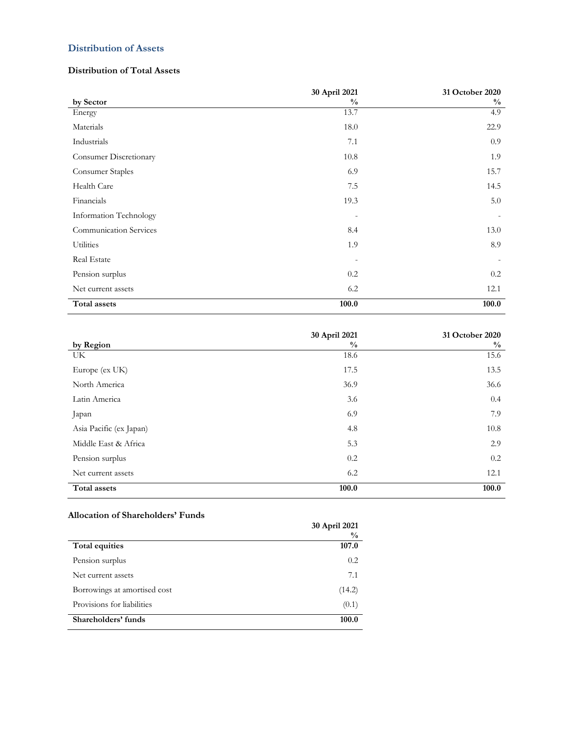## Distribution of Assets

### Distribution of Total Assets

| by Sector | 30 April 2021 % | 31 October 2020 % |
|---|---|---|
| Energy | 13.7 | 4.9 |
| Materials | 18.0 | 22.9 |
| Industrials | 7.1 | 0.9 |
| Consumer Discretionary | 10.8 | 1.9 |
| Consumer Staples | 6.9 | 15.7 |
| Health Care | 7.5 | 14.5 |
| Financials | 19.3 | 5.0 |
| Information Technology | - | - |
| Communication Services | 8.4 | 13.0 |
| Utilities | 1.9 | 8.9 |
| Real Estate | - | - |
| Pension surplus | 0.2 | 0.2 |
| Net current assets | 6.2 | 12.1 |
| **Total assets** | **100.0** | **100.0** |

| by Region | 30 April 2021 % | 31 October 2020 % |
|---|---|---|
| UK | 18.6 | 15.6 |
| Europe (ex UK) | 17.5 | 13.5 |
| North America | 36.9 | 36.6 |
| Latin America | 3.6 | 0.4 |
| Japan | 6.9 | 7.9 |
| Asia Pacific (ex Japan) | 4.8 | 10.8 |
| Middle East & Africa | 5.3 | 2.9 |
| Pension surplus | 0.2 | 0.2 |
| Net current assets | 6.2 | 12.1 |
| **Total assets** | **100.0** | **100.0** |

### Allocation of Shareholders' Funds

| | 30 April 2021 % |
|---|---|
| **Total equities** | **107.0** |
| Pension surplus | 0.2 |
| Net current assets | 7.1 |
| Borrowings at amortised cost | (14.2) |
| Provisions for liabilities | (0.1) |
| **Shareholders' funds** | **100.0** |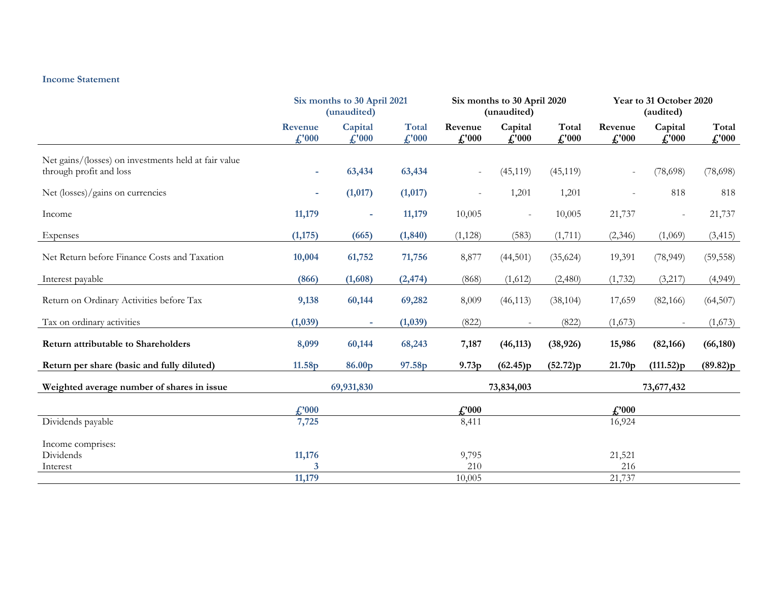## Income Statement

| | Six months to 30 April 2021 (unaudited) | | | Six months to 30 April 2020 (unaudited) | | | Year to 31 October 2020 (audited) | | |
|---|---|---|---|---|---|---|---|---|---|
| | Revenue £'000 | Capital £'000 | Total £'000 | Revenue £'000 | Capital £'000 | Total £'000 | Revenue £'000 | Capital £'000 | Total £'000 |
| Net gains/(losses) on investments held at fair value through profit and loss | - | 63,434 | 63,434 | - | (45,119) | (45,119) | - | (78,698) | (78,698) |
| Net (losses)/gains on currencies | - | (1,017) | (1,017) | - | 1,201 | 1,201 | - | 818 | 818 |
| Income | 11,179 | - | 11,179 | 10,005 | - | 10,005 | 21,737 | - | 21,737 |
| Expenses | (1,175) | (665) | (1,840) | (1,128) | (583) | (1,711) | (2,346) | (1,069) | (3,415) |
| Net Return before Finance Costs and Taxation | 10,004 | 61,752 | 71,756 | 8,877 | (44,501) | (35,624) | 19,391 | (78,949) | (59,558) |
| Interest payable | (866) | (1,608) | (2,474) | (868) | (1,612) | (2,480) | (1,732) | (3,217) | (4,949) |
| Return on Ordinary Activities before Tax | 9,138 | 60,144 | 69,282 | 8,009 | (46,113) | (38,104) | 17,659 | (82,166) | (64,507) |
| Tax on ordinary activities | (1,039) | - | (1,039) | (822) | - | (822) | (1,673) | - | (1,673) |
| **Return attributable to Shareholders** | **8,099** | **60,144** | **68,243** | **7,187** | **(46,113)** | **(38,926)** | **15,986** | **(82,166)** | **(66,180)** |
| **Return per share (basic and fully diluted)** | **11.58p** | **86.00p** | **97.58p** | **9.73p** | **(62.45)p** | **(52.72)p** | **21.70p** | **(111.52)p** | **(89.82)p** |
| **Weighted average number of shares in issue** | | **69,931,830** | | | **73,834,003** | | | **73,677,432** | |

| | £'000 | £'000 | £'000 |
|---|---|---|---|
| Dividends payable | 7,725 | 8,411 | 16,924 |
| | | | |
| Income comprises: | | | |
| Dividends | 11,176 | 9,795 | 21,521 |
| Interest | 3 | 210 | 216 |
| | 11,179 | 10,005 | 21,737 |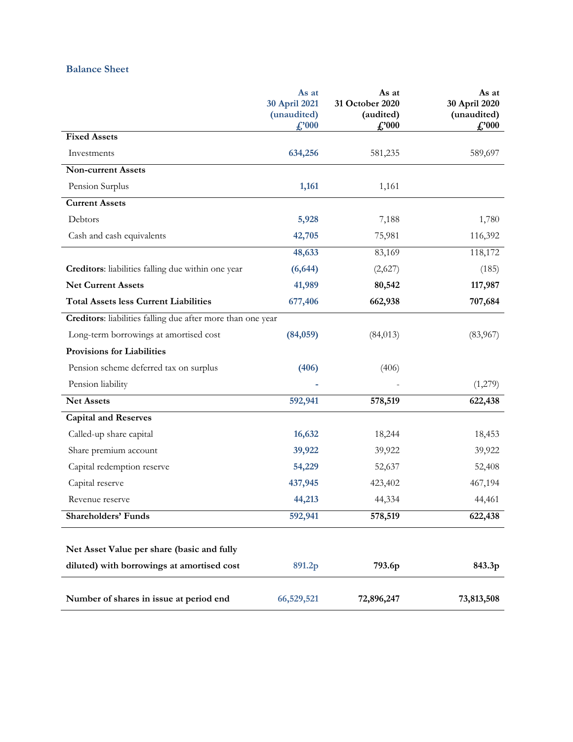## Balance Sheet

| | As at 30 April 2021 (unaudited) £'000 | As at 31 October 2020 (audited) £'000 | As at 30 April 2020 (unaudited) £'000 |
|---|---|---|---|
| **Fixed Assets** | | | |
| Investments | 634,256 | 581,235 | 589,697 |
| **Non-current Assets** | | | |
| Pension Surplus | 1,161 | 1,161 | |
| **Current Assets** | | | |
| Debtors | 5,928 | 7,188 | 1,780 |
| Cash and cash equivalents | 42,705 | 75,981 | 116,392 |
| | 48,633 | 83,169 | 118,172 |
| **Creditors**: liabilities falling due within one year | (6,644) | (2,627) | (185) |
| **Net Current Assets** | 41,989 | **80,542** | **117,987** |
| **Total Assets less Current Liabilities** | 677,406 | **662,938** | **707,684** |
| **Creditors**: liabilities falling due after more than one year | | | |
| Long-term borrowings at amortised cost | (84,059) | (84,013) | (83,967) |
| **Provisions for Liabilities** | | | |
| Pension scheme deferred tax on surplus | (406) | (406) | |
| Pension liability | - | - | (1,279) |
| **Net Assets** | 592,941 | **578,519** | **622,438** |
| **Capital and Reserves** | | | |
| Called-up share capital | 16,632 | 18,244 | 18,453 |
| Share premium account | 39,922 | 39,922 | 39,922 |
| Capital redemption reserve | 54,229 | 52,637 | 52,408 |
| Capital reserve | 437,945 | 423,402 | 467,194 |
| Revenue reserve | 44,213 | 44,334 | 44,461 |
| **Shareholders' Funds** | 592,941 | **578,519** | **622,438** |
| **Net Asset Value per share (basic and fully diluted) with borrowings at amortised cost** | 891.2p | **793.6p** | **843.3p** |
| **Number of shares in issue at period end** | 66,529,521 | **72,896,247** | **73,813,508** |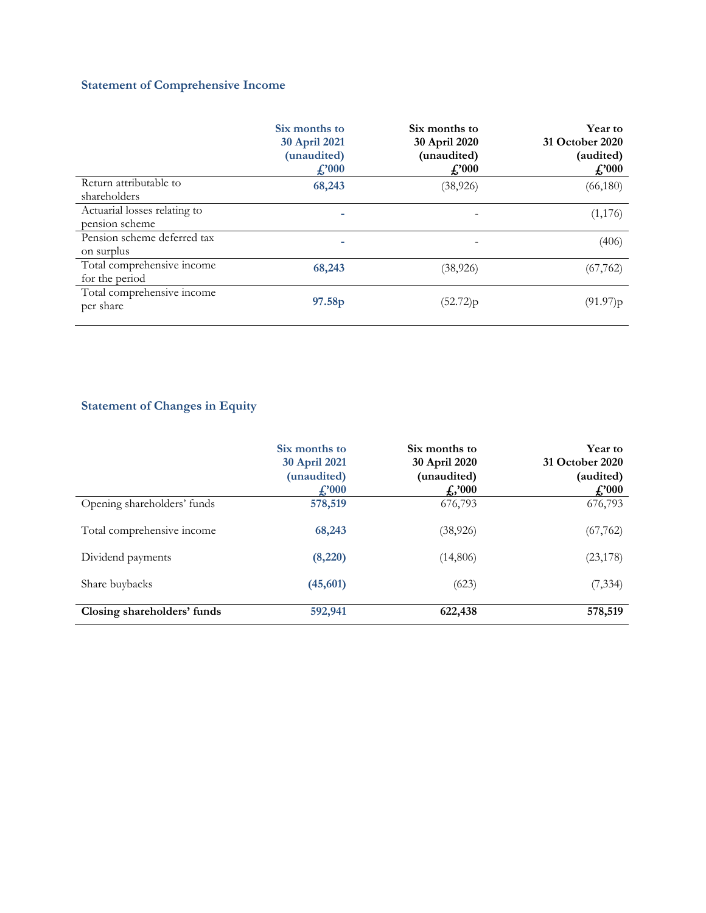## Statement of Comprehensive Income

| | Six months to 30 April 2021 (unaudited) £'000 | Six months to 30 April 2020 (unaudited) £'000 | Year to 31 October 2020 (audited) £'000 |
|---|---|---|---|
| Return attributable to shareholders | **68,243** | (38,926) | (66,180) |
| Actuarial losses relating to pension scheme | **-** | - | (1,176) |
| Pension scheme deferred tax on surplus | **-** | - | (406) |
| Total comprehensive income for the period | **68,243** | (38,926) | (67,762) |
| Total comprehensive income per share | **97.58p** | (52.72)p | (91.97)p |

## Statement of Changes in Equity

| | Six months to 30 April 2021 (unaudited) £'000 | Six months to 30 April 2020 (unaudited) £'000 | Year to 31 October 2020 (audited) £'000 |
|---|---|---|---|
| Opening shareholders' funds | **578,519** | 676,793 | 676,793 |
| Total comprehensive income | **68,243** | (38,926) | (67,762) |
| Dividend payments | **(8,220)** | (14,806) | (23,178) |
| Share buybacks | **(45,601)** | (623) | (7,334) |
| **Closing shareholders' funds** | **592,941** | **622,438** | **578,519** |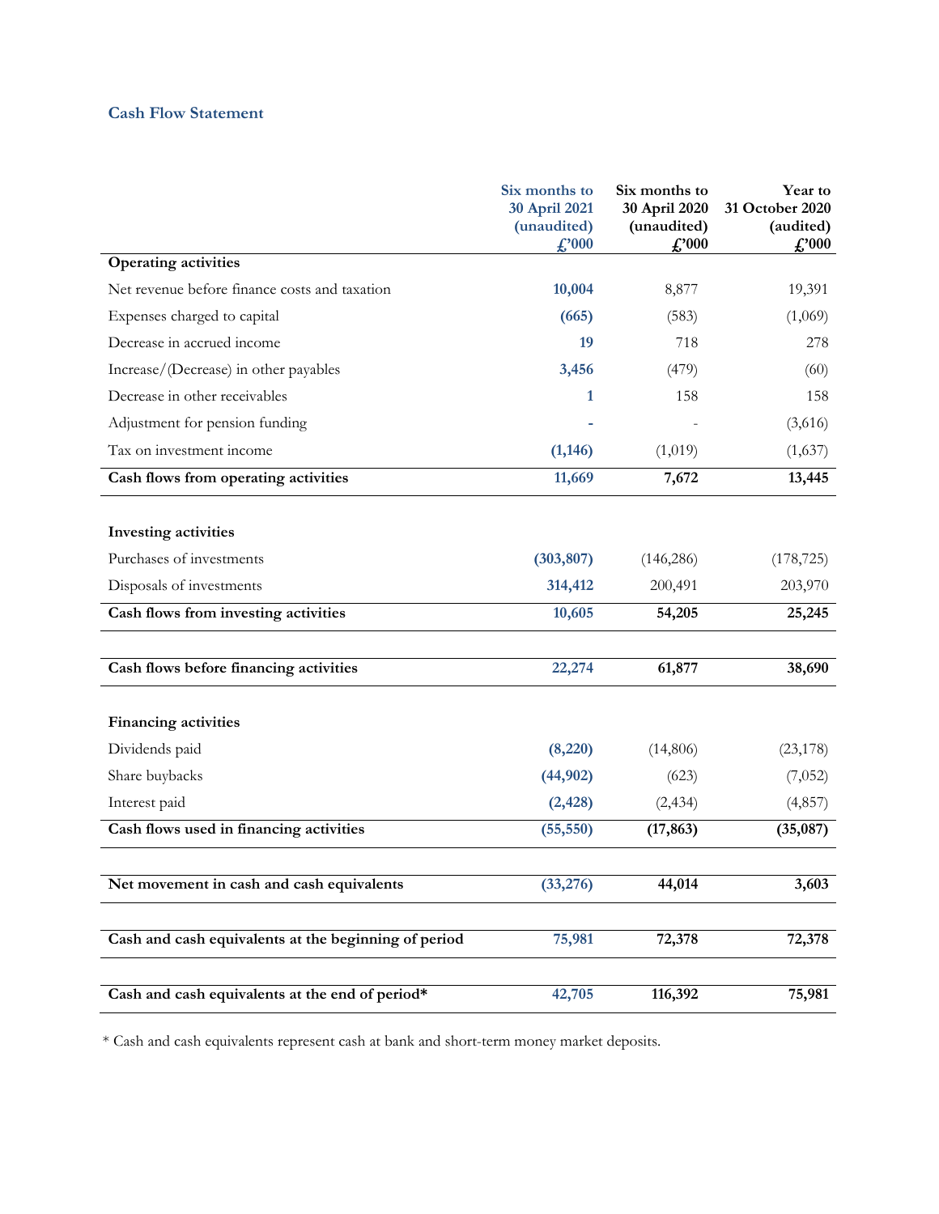## Cash Flow Statement

| | Six months to 30 April 2021 (unaudited) £'000 | Six months to 30 April 2020 (unaudited) £'000 | Year to 31 October 2020 (audited) £'000 |
|---|---|---|---|
| **Operating activities** | | | |
| Net revenue before finance costs and taxation | **10,004** | 8,877 | 19,391 |
| Expenses charged to capital | **(665)** | (583) | (1,069) |
| Decrease in accrued income | **19** | 718 | 278 |
| Increase/(Decrease) in other payables | **3,456** | (479) | (60) |
| Decrease in other receivables | **1** | 158 | 158 |
| Adjustment for pension funding | **-** | - | (3,616) |
| Tax on investment income | **(1,146)** | (1,019) | (1,637) |
| **Cash flows from operating activities** | **11,669** | **7,672** | **13,445** |
| | | | |
| **Investing activities** | | | |
| Purchases of investments | **(303,807)** | (146,286) | (178,725) |
| Disposals of investments | **314,412** | 200,491 | 203,970 |
| **Cash flows from investing activities** | **10,605** | **54,205** | **25,245** |
| | | | |
| **Cash flows before financing activities** | **22,274** | **61,877** | **38,690** |
| | | | |
| **Financing activities** | | | |
| Dividends paid | **(8,220)** | (14,806) | (23,178) |
| Share buybacks | **(44,902)** | (623) | (7,052) |
| Interest paid | **(2,428)** | (2,434) | (4,857) |
| **Cash flows used in financing activities** | **(55,550)** | **(17,863)** | **(35,087)** |
| | | | |
| **Net movement in cash and cash equivalents** | **(33,276)** | **44,014** | **3,603** |
| | | | |
| **Cash and cash equivalents at the beginning of period** | **75,981** | **72,378** | **72,378** |
| | | | |
| **Cash and cash equivalents at the end of period*** | **42,705** | **116,392** | **75,981** |

* Cash and cash equivalents represent cash at bank and short-term money market deposits.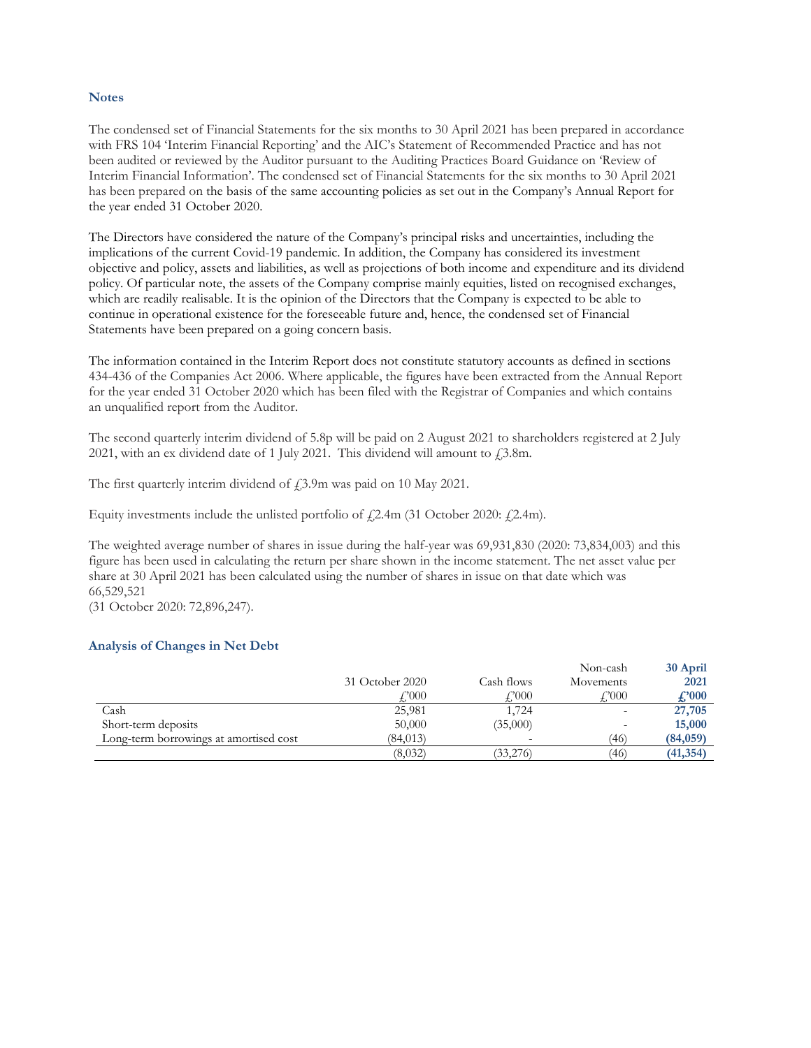## Notes

The condensed set of Financial Statements for the six months to 30 April 2021 has been prepared in accordance with FRS 104 'Interim Financial Reporting' and the AIC's Statement of Recommended Practice and has not been audited or reviewed by the Auditor pursuant to the Auditing Practices Board Guidance on 'Review of Interim Financial Information'. The condensed set of Financial Statements for the six months to 30 April 2021 has been prepared on the basis of the same accounting policies as set out in the Company's Annual Report for the year ended 31 October 2020.

The Directors have considered the nature of the Company's principal risks and uncertainties, including the implications of the current Covid-19 pandemic. In addition, the Company has considered its investment objective and policy, assets and liabilities, as well as projections of both income and expenditure and its dividend policy. Of particular note, the assets of the Company comprise mainly equities, listed on recognised exchanges, which are readily realisable. It is the opinion of the Directors that the Company is expected to be able to continue in operational existence for the foreseeable future and, hence, the condensed set of Financial Statements have been prepared on a going concern basis.

The information contained in the Interim Report does not constitute statutory accounts as defined in sections 434-436 of the Companies Act 2006. Where applicable, the figures have been extracted from the Annual Report for the year ended 31 October 2020 which has been filed with the Registrar of Companies and which contains an unqualified report from the Auditor.

The second quarterly interim dividend of 5.8p will be paid on 2 August 2021 to shareholders registered at 2 July 2021, with an ex dividend date of 1 July 2021. This dividend will amount to £3.8m.

The first quarterly interim dividend of £3.9m was paid on 10 May 2021.

Equity investments include the unlisted portfolio of £2.4m (31 October 2020: £2.4m).

The weighted average number of shares in issue during the half-year was 69,931,830 (2020: 73,834,003) and this figure has been used in calculating the return per share shown in the income statement. The net asset value per share at 30 April 2021 has been calculated using the number of shares in issue on that date which was 66,529,521
(31 October 2020: 72,896,247).

## Analysis of Changes in Net Debt

| | 31 October 2020 | Cash flows | Non-cash Movements | **30 April 2021** |
|---|---|---|---|---|
| | £'000 | £'000 | £'000 | **£'000** |
| Cash | 25,981 | 1,724 | - | **27,705** |
| Short-term deposits | 50,000 | (35,000) | - | **15,000** |
| Long-term borrowings at amortised cost | (84,013) | - | (46) | **(84,059)** |
| | (8,032) | (33,276) | (46) | **(41,354)** |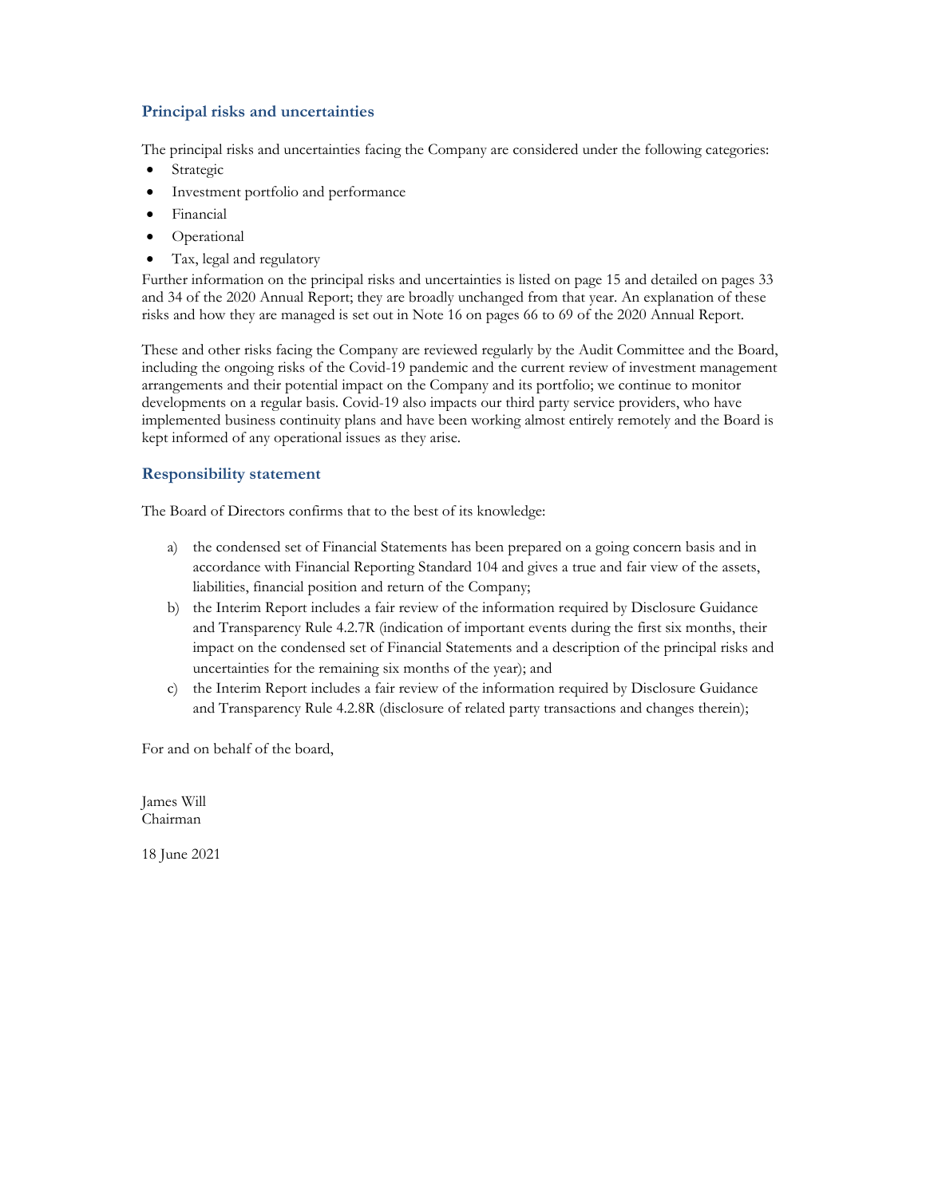## Principal risks and uncertainties

The principal risks and uncertainties facing the Company are considered under the following categories:

- Strategic
- Investment portfolio and performance
- Financial
- Operational
- Tax, legal and regulatory

Further information on the principal risks and uncertainties is listed on page 15 and detailed on pages 33 and 34 of the 2020 Annual Report; they are broadly unchanged from that year. An explanation of these risks and how they are managed is set out in Note 16 on pages 66 to 69 of the 2020 Annual Report.

These and other risks facing the Company are reviewed regularly by the Audit Committee and the Board, including the ongoing risks of the Covid-19 pandemic and the current review of investment management arrangements and their potential impact on the Company and its portfolio; we continue to monitor developments on a regular basis. Covid-19 also impacts our third party service providers, who have implemented business continuity plans and have been working almost entirely remotely and the Board is kept informed of any operational issues as they arise.

## Responsibility statement

The Board of Directors confirms that to the best of its knowledge:

a) the condensed set of Financial Statements has been prepared on a going concern basis and in accordance with Financial Reporting Standard 104 and gives a true and fair view of the assets, liabilities, financial position and return of the Company;

b) the Interim Report includes a fair review of the information required by Disclosure Guidance and Transparency Rule 4.2.7R (indication of important events during the first six months, their impact on the condensed set of Financial Statements and a description of the principal risks and uncertainties for the remaining six months of the year); and

c) the Interim Report includes a fair review of the information required by Disclosure Guidance and Transparency Rule 4.2.8R (disclosure of related party transactions and changes therein);

For and on behalf of the board,

James Will
Chairman

18 June 2021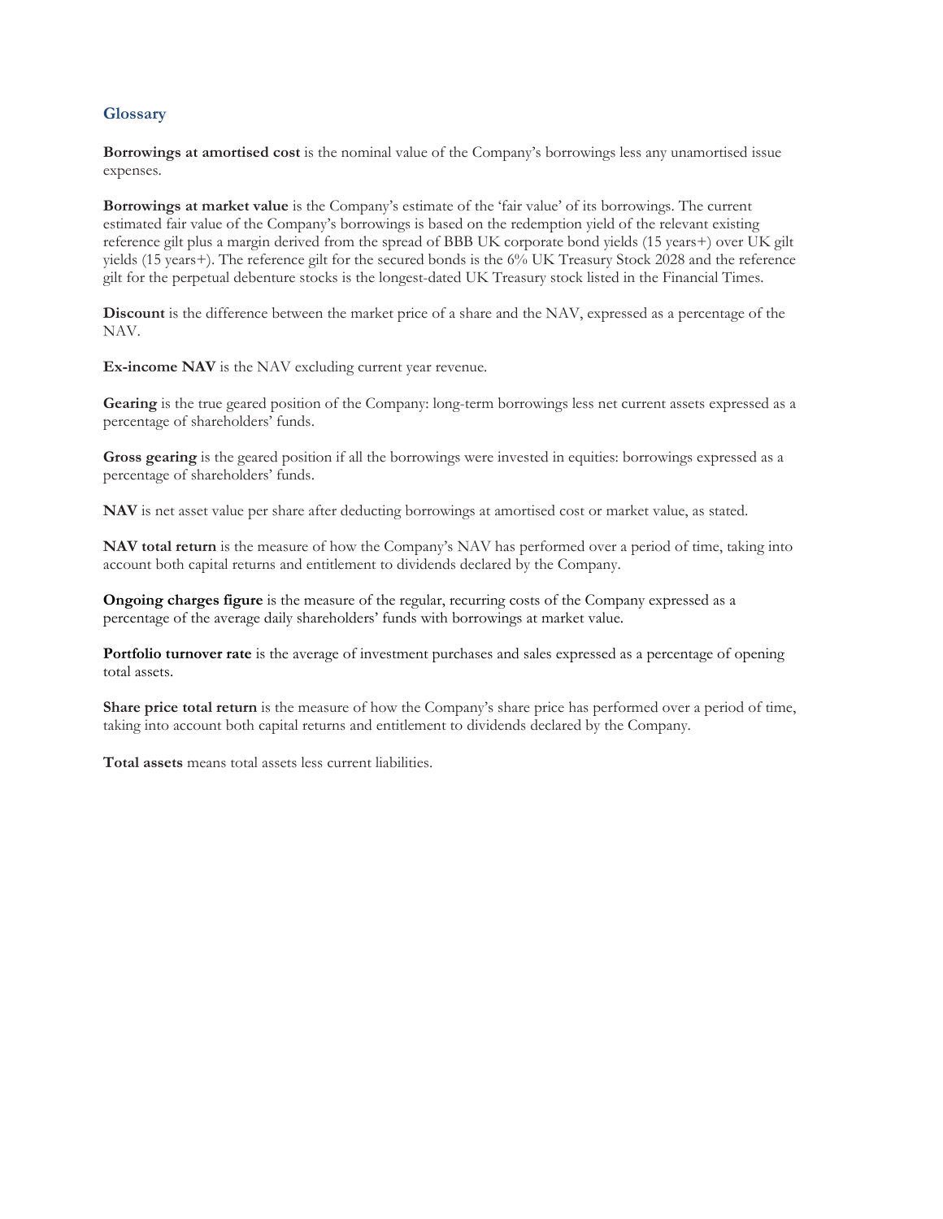## Glossary

**Borrowings at amortised cost** is the nominal value of the Company's borrowings less any unamortised issue expenses.

**Borrowings at market value** is the Company's estimate of the 'fair value' of its borrowings. The current estimated fair value of the Company's borrowings is based on the redemption yield of the relevant existing reference gilt plus a margin derived from the spread of BBB UK corporate bond yields (15 years+) over UK gilt yields (15 years+). The reference gilt for the secured bonds is the 6% UK Treasury Stock 2028 and the reference gilt for the perpetual debenture stocks is the longest-dated UK Treasury stock listed in the Financial Times.

**Discount** is the difference between the market price of a share and the NAV, expressed as a percentage of the NAV.

**Ex-income NAV** is the NAV excluding current year revenue.

**Gearing** is the true geared position of the Company: long-term borrowings less net current assets expressed as a percentage of shareholders' funds.

**Gross gearing** is the geared position if all the borrowings were invested in equities: borrowings expressed as a percentage of shareholders' funds.

**NAV** is net asset value per share after deducting borrowings at amortised cost or market value, as stated.

**NAV total return** is the measure of how the Company's NAV has performed over a period of time, taking into account both capital returns and entitlement to dividends declared by the Company.

**Ongoing charges figure** is the measure of the regular, recurring costs of the Company expressed as a percentage of the average daily shareholders' funds with borrowings at market value.

**Portfolio turnover rate** is the average of investment purchases and sales expressed as a percentage of opening total assets.

**Share price total return** is the measure of how the Company's share price has performed over a period of time, taking into account both capital returns and entitlement to dividends declared by the Company.

**Total assets** means total assets less current liabilities.